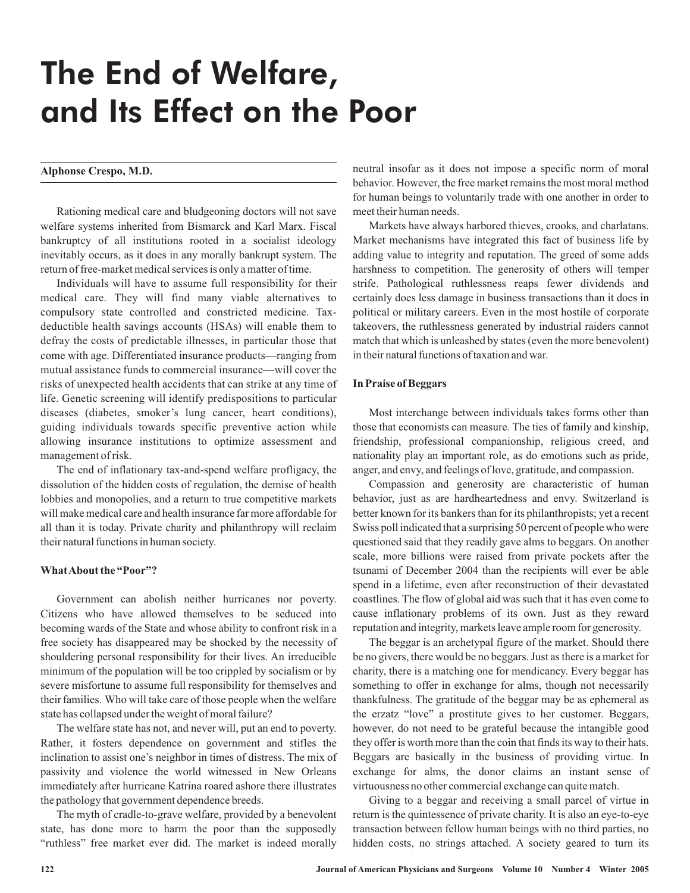# The End of Welfare, and Its Effect on the Poor

**Alphonse Crespo, M.D.**

Rationing medical care and bludgeoning doctors will not save welfare systems inherited from Bismarck and Karl Marx. Fiscal bankruptcy of all institutions rooted in a socialist ideology inevitably occurs, as it does in any morally bankrupt system. The return of free-market medical services is only a matter of time.

Individuals will have to assume full responsibility for their medical care. They will find many viable alternatives to compulsory state controlled and constricted medicine. Tax-deductible health savings accounts (HSAs) will enable them to defray the costs of predictable illnesses, in particular those that come with age. Differentiated insurance products—ranging from mutual assistance funds to commercial insurance—will cover the risks of unexpected health accidents that can strike at any time of life. Genetic screening will identify predispositions to particular diseases (diabetes, smoker's lung cancer, heart conditions), guiding individuals towards specific preventive action while allowing insurance institutions to optimize assessment and management of risk.

The end of inflationary tax-and-spend welfare profligacy, the dissolution of the hidden costs of regulation, the demise of health lobbies and monopolies, and a return to true competitive markets will make medical care and health insurance far more affordable for all than it is today. Private charity and philanthropy will reclaim their natural functions in human society.

### What About the "Poor"?

Government can abolish neither hurricanes nor poverty. Citizens who have allowed themselves to be seduced into becoming wards of the State and whose ability to confront risk in a free society has disappeared may be shocked by the necessity of shouldering personal responsibility for their lives. An irreducible minimum of the population will be too crippled by socialism or by severe misfortune to assume full responsibility for themselves and their families. Who will take care of those people when the welfare state has collapsed under the weight of moral failure?

The welfare state has not, and never will, put an end to poverty. Rather, it fosters dependence on government and stifles the inclination to assist one's neighbor in times of distress. The mix of passivity and violence the world witnessed in New Orleans immediately after hurricane Katrina roared ashore there illustrates the pathology that government dependence breeds.

The myth of cradle-to-grave welfare, provided by a benevolent state, has done more to harm the poor than the supposedly "ruthless" free market ever did. The market is indeed morally neutral insofar as it does not impose a specific norm of moral behavior. However, the free market remains the most moral method for human beings to voluntarily trade with one another in order to meet their human needs.

Markets have always harbored thieves, crooks, and charlatans. Market mechanisms have integrated this fact of business life by adding value to integrity and reputation. The greed of some adds harshness to competition. The generosity of others will temper strife. Pathological ruthlessness reaps fewer dividends and certainly does less damage in business transactions than it does in political or military careers. Even in the most hostile of corporate takeovers, the ruthlessness generated by industrial raiders cannot match that which is unleashed by states (even the more benevolent) in their natural functions of taxation and war.

### In Praise of Beggars

Most interchange between individuals takes forms other than those that economists can measure. The ties of family and kinship, friendship, professional companionship, religious creed, and nationality play an important role, as do emotions such as pride, anger, and envy, and feelings of love, gratitude, and compassion.

Compassion and generosity are characteristic of human behavior, just as are hardheartedness and envy. Switzerland is better known for its bankers than for its philanthropists; yet a recent Swiss poll indicated that a surprising 50 percent of people who were questioned said that they readily gave alms to beggars. On another scale, more billions were raised from private pockets after the tsunami of December 2004 than the recipients will ever be able spend in a lifetime, even after reconstruction of their devastated coastlines. The flow of global aid was such that it has even come to cause inflationary problems of its own. Just as they reward reputation and integrity, markets leave ample room for generosity.

The beggar is an archetypal figure of the market. Should there be no givers, there would be no beggars. Just as there is a market for charity, there is a matching one for mendicancy. Every beggar has something to offer in exchange for alms, though not necessarily thankfulness. The gratitude of the beggar may be as ephemeral as the erzatz "love" a prostitute gives to her customer. Beggars, however, do not need to be grateful because the intangible good they offer is worth more than the coin that finds its way to their hats. Beggars are basically in the business of providing virtue. In exchange for alms, the donor claims an instant sense of virtuousness no other commercial exchange can quite match.

Giving to a beggar and receiving a small parcel of virtue in return is the quintessence of private charity. It is also an eye-to-eye transaction between fellow human beings with no third parties, no hidden costs, no strings attached. A society geared to turn its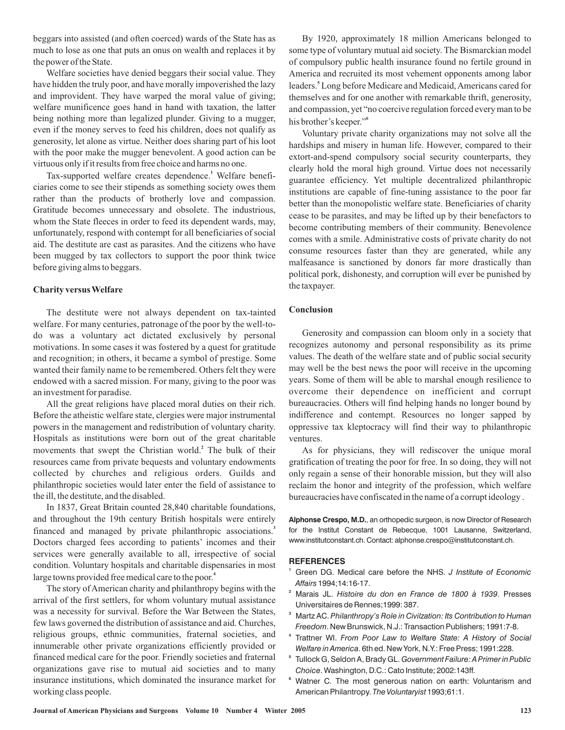beggars into assisted (and often coerced) wards of the State has as much to lose as one that puts an onus on wealth and replaces it by the power of the State.

Welfare societies have denied beggars their social value. They have hidden the truly poor, and have morally impoverished the lazy and improvident. They have warped the moral value of giving; welfare munificence goes hand in hand with taxation, the latter being nothing more than legalized plunder. Giving to a mugger, even if the money serves to feed his children, does not qualify as generosity, let alone as virtue. Neither does sharing part of his loot with the poor make the mugger benevolent. A good action can be virtuous only if it results from free choice and harms no one.

Tax-supported welfare creates dependence.[1] Welfare beneficiaries come to see their stipends as something society owes them rather than the products of brotherly love and compassion. Gratitude becomes unnecessary and obsolete. The industrious, whom the State fleeces in order to feed its dependent wards, may, unfortunately, respond with contempt for all beneficiaries of social aid. The destitute are cast as parasites. And the citizens who have been mugged by tax collectors to support the poor think twice before giving alms to beggars.

### Charity versus Welfare

The destitute were not always dependent on tax-tainted welfare. For many centuries, patronage of the poor by the well-to-do was a voluntary act dictated exclusively by personal motivations. In some cases it was fostered by a quest for gratitude and recognition; in others, it became a symbol of prestige. Some wanted their family name to be remembered. Others felt they were endowed with a sacred mission. For many, giving to the poor was an investment for paradise.

All the great religions have placed moral duties on their rich. Before the atheistic welfare state, clergies were major instrumental powers in the management and redistribution of voluntary charity. Hospitals as institutions were born out of the great charitable movements that swept the Christian world.[2] The bulk of their resources came from private bequests and voluntary endowments collected by churches and religious orders. Guilds and philanthropic societies would later enter the field of assistance to the ill, the destitute, and the disabled.

In 1837, Great Britain counted 28,840 charitable foundations, and throughout the 19th century British hospitals were entirely financed and managed by private philanthropic associations.[3] Doctors charged fees according to patients' incomes and their services were generally available to all, irrespective of social condition. Voluntary hospitals and charitable dispensaries in most large towns provided free medical care to the poor.[4]

The story of American charity and philanthropy begins with the arrival of the first settlers, for whom voluntary mutual assistance was a necessity for survival. Before the War Between the States, few laws governed the distribution of assistance and aid. Churches, religious groups, ethnic communities, fraternal societies, and innumerable other private organizations efficiently provided or financed medical care for the poor. Friendly societies and fraternal organizations gave rise to mutual aid societies and to many insurance institutions, which dominated the insurance market for working class people.

By 1920, approximately 18 million Americans belonged to some type of voluntary mutual aid society. The Bismarckian model of compulsory public health insurance found no fertile ground in America and recruited its most vehement opponents among labor leaders.[5] Long before Medicare and Medicaid, Americans cared for themselves and for one another with remarkable thrift, generosity, and compassion, yet "no coercive regulation forced every man to be his brother's keeper."[6]

Voluntary private charity organizations may not solve all the hardships and misery in human life. However, compared to their extort-and-spend compulsory social security counterparts, they clearly hold the moral high ground. Virtue does not necessarily guarantee efficiency. Yet multiple decentralized philanthropic institutions are capable of fine-tuning assistance to the poor far better than the monopolistic welfare state. Beneficiaries of charity cease to be parasites, and may be lifted up by their benefactors to become contributing members of their community. Benevolence comes with a smile. Administrative costs of private charity do not consume resources faster than they are generated, while any malfeasance is sanctioned by donors far more drastically than political pork, dishonesty, and corruption will ever be punished by the taxpayer.

### Conclusion

Generosity and compassion can bloom only in a society that recognizes autonomy and personal responsibility as its prime values. The death of the welfare state and of public social security may well be the best news the poor will receive in the upcoming years. Some of them will be able to marshal enough resilience to overcome their dependence on inefficient and corrupt bureaucracies. Others will find helping hands no longer bound by indifference and contempt. Resources no longer sapped by oppressive tax kleptocracy will find their way to philanthropic ventures.

As for physicians, they will rediscover the unique moral gratification of treating the poor for free. In so doing, they will not only regain a sense of their honorable mission, but they will also reclaim the honor and integrity of the profession, which welfare bureaucracies have confiscated in the name of a corrupt ideology .

**Alphonse Crespo, M.D.**, an orthopedic surgeon, is now Director of Research for the Institut Constant de Rebecque, 1001 Lausanne, Switzerland, www.institutconstant.ch. Contact: alphonse.crespo@institutconstant.ch.

### REFERENCES

1. Green DG. Medical care before the NHS. *J Institute of Economic Affairs* 1994;14:16-17.
2. Marais JL. *Histoire du don en France de 1800 à 1939*. Presses Universitaires de Rennes;1999: 387.
3. Martz AC. *Philanthropy's Role in Civilzation: Its Contribution to Human Freedom*. New Brunswick, N.J.: Transaction Publishers; 1991:7-8.
4. Trattner WI. *From Poor Law to Welfare State: A History of Social Welfare in America*. 6th ed. New York, N.Y.: Free Press; 1991:228.
5. Tullock G, Seldon A, Brady GL. *Government Failure: A Primer in Public Choice*. Washington, D.C.: Cato Institute; 2002:143ff.
6. Watner C. The most generous nation on earth: Voluntarism and American Philantropy. *The Voluntaryist* 1993;61:1.